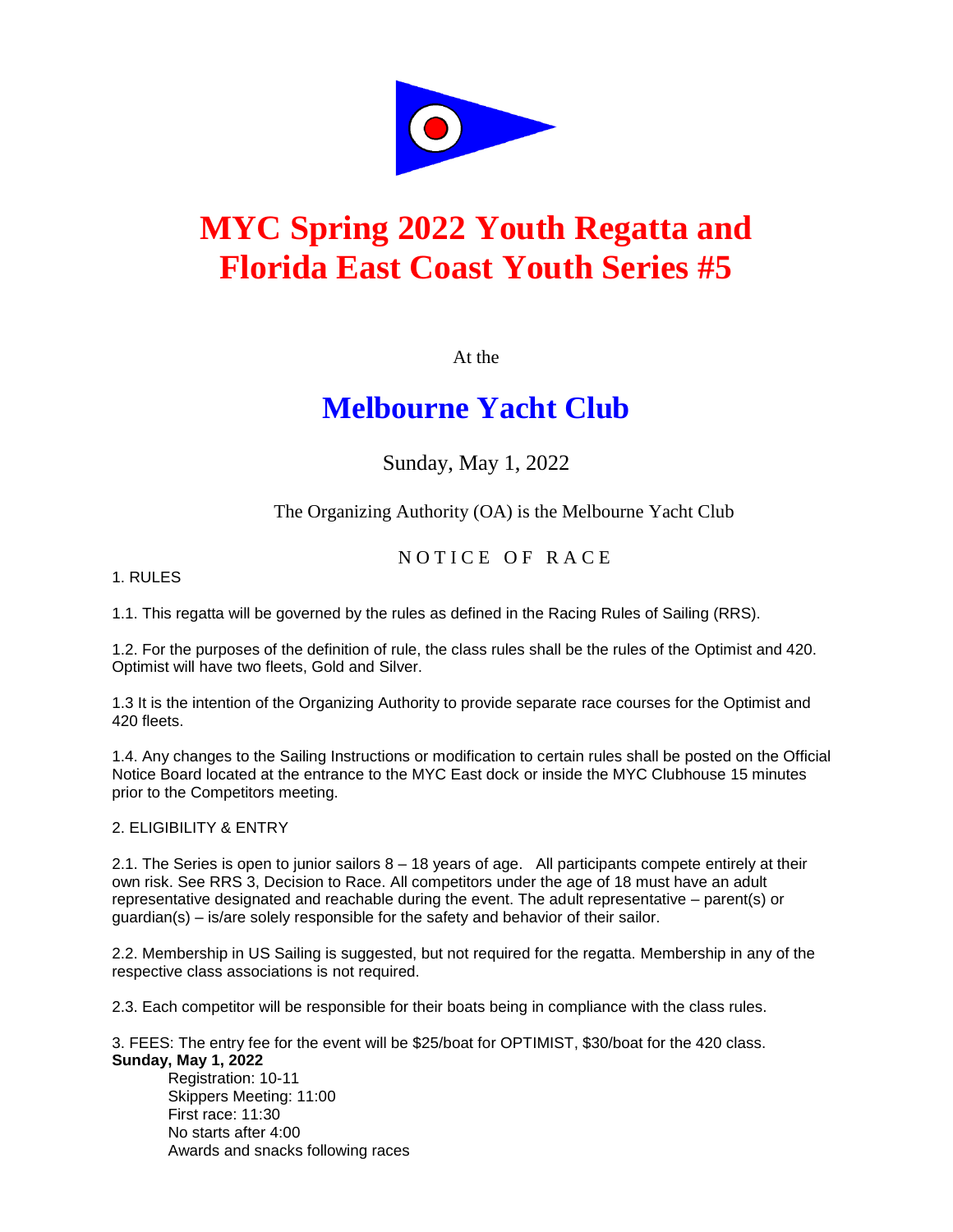# MYC Spring 2022 Youth Regatta and Florida East Coast Youth Series #5

At the

## Melbourne Yacht Club

Sunday, May 1, 2022

The Organizing Authority (OA) is the Melbourne Yacht Club

NOTICE OF RACE

1. RULES

1.1. This regatta will be governed by the rules as defined in the Racing Rules of Sailing (RRS).

1.2. For the purposes of the definition of rule, the class rules shall be the rules of the Optimist and 420. Optimist will have two fleets, Gold and Silver.

1.3 It is the intention of the Organizing Authority to provide separate race courses for the Optimist and 420 fleets.

1.4. Any changes to the Sailing Instructions or modification to certain rules shall be posted on the Official Notice Board located at the entrance to the MYC East dock or inside the MYC Clubhouse 15 minutes prior to the Competitors meeting.

2. ELIGIBILITY & ENTRY

2.1. The Series is open to junior sailors 8 – 18 years of age. All participants compete entirely at their own risk. See RRS 3, Decision to Race. All competitors under the age of 18 must have an adult representative designated and reachable during the event. The adult representative – parent(s) or guardian(s) – is/are solely responsible for the safety and behavior of their sailor.

2.2. Membership in US Sailing is suggested, but not required for the regatta. Membership in any of the respective class associations is not required.

2.3. Each competitor will be responsible for their boats being in compliance with the class rules.

3. FEES: The entry fee for the event will be $25/boat for OPTIMIST, $30/boat for the 420 class.

**Sunday, May 1, 2022**

Registration: 10-11
Skippers Meeting: 11:00
First race: 11:30
No starts after 4:00
Awards and snacks following races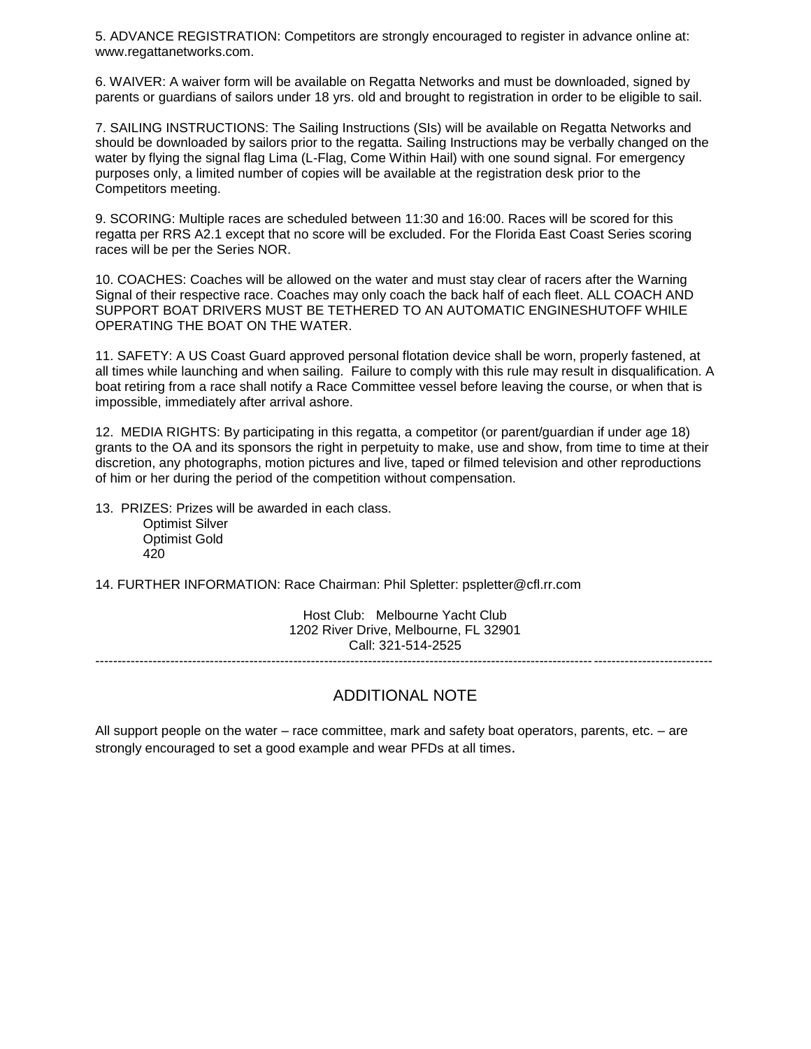5. ADVANCE REGISTRATION: Competitors are strongly encouraged to register in advance online at: www.regattanetworks.com.

6. WAIVER: A waiver form will be available on Regatta Networks and must be downloaded, signed by parents or guardians of sailors under 18 yrs. old and brought to registration in order to be eligible to sail.

7. SAILING INSTRUCTIONS: The Sailing Instructions (SIs) will be available on Regatta Networks and should be downloaded by sailors prior to the regatta. Sailing Instructions may be verbally changed on the water by flying the signal flag Lima (L-Flag, Come Within Hail) with one sound signal. For emergency purposes only, a limited number of copies will be available at the registration desk prior to the Competitors meeting.

9. SCORING: Multiple races are scheduled between 11:30 and 16:00. Races will be scored for this regatta per RRS A2.1 except that no score will be excluded. For the Florida East Coast Series scoring races will be per the Series NOR.

10. COACHES: Coaches will be allowed on the water and must stay clear of racers after the Warning Signal of their respective race. Coaches may only coach the back half of each fleet. ALL COACH AND SUPPORT BOAT DRIVERS MUST BE TETHERED TO AN AUTOMATIC ENGINESHUTOFF WHILE OPERATING THE BOAT ON THE WATER.

11. SAFETY: A US Coast Guard approved personal flotation device shall be worn, properly fastened, at all times while launching and when sailing. Failure to comply with this rule may result in disqualification. A boat retiring from a race shall notify a Race Committee vessel before leaving the course, or when that is impossible, immediately after arrival ashore.

12. MEDIA RIGHTS: By participating in this regatta, a competitor (or parent/guardian if under age 18) grants to the OA and its sponsors the right in perpetuity to make, use and show, from time to time at their discretion, any photographs, motion pictures and live, taped or filmed television and other reproductions of him or her during the period of the competition without compensation.

13. PRIZES: Prizes will be awarded in each class.

- Optimist Silver
- Optimist Gold
- 420

14. FURTHER INFORMATION: Race Chairman: Phil Spletter: pspletter@cfl.rr.com

Host Club: Melbourne Yacht Club
1202 River Drive, Melbourne, FL 32901
Call: 321-514-2525

---

## ADDITIONAL NOTE

All support people on the water – race committee, mark and safety boat operators, parents, etc. – are strongly encouraged to set a good example and wear PFDs at all times.